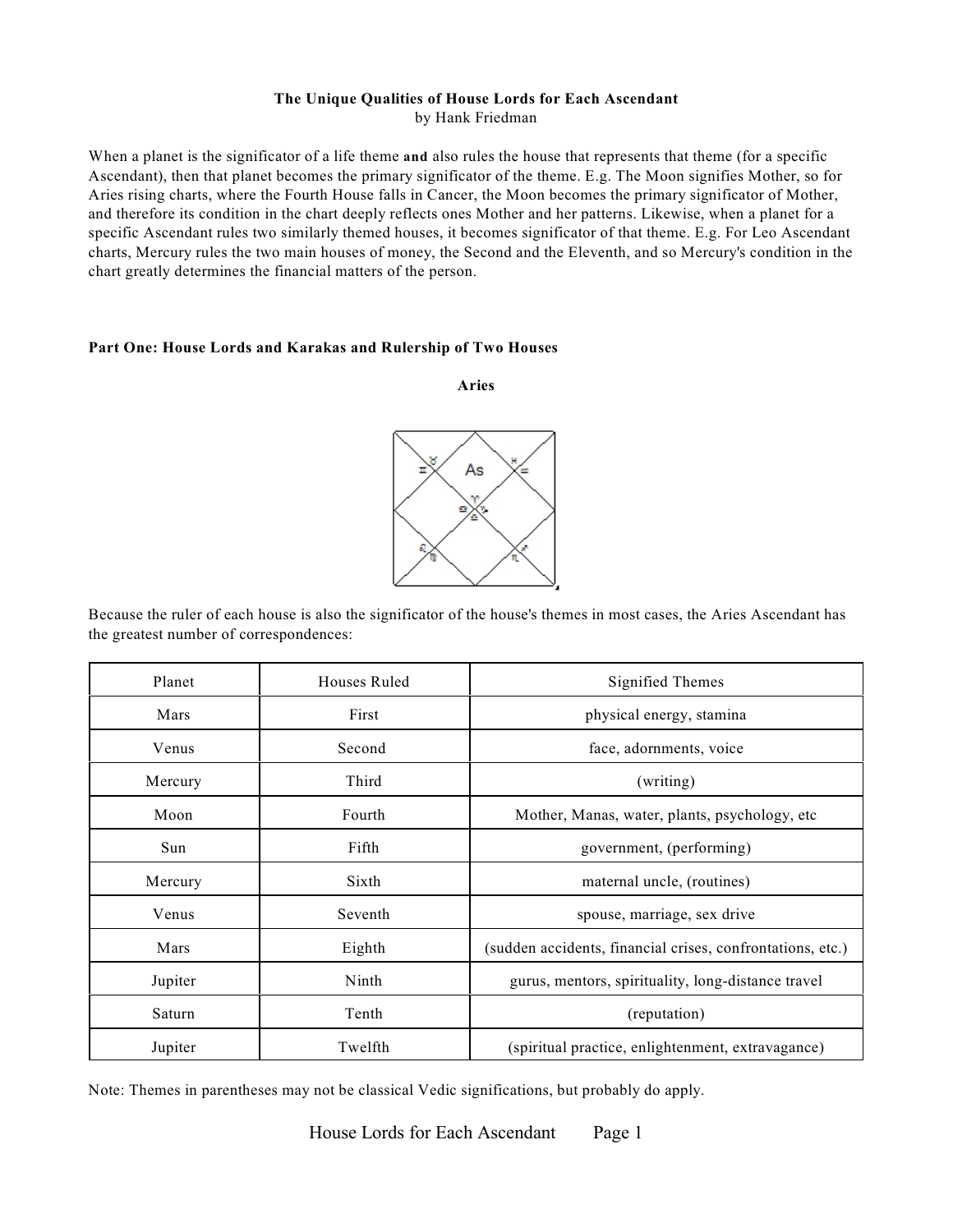**The Unique Qualities of House Lords for Each Ascendant**
by Hank Friedman

When a planet is the significator of a life theme **and** also rules the house that represents that theme (for a specific Ascendant), then that planet becomes the primary significator of the theme. E.g. The Moon signifies Mother, so for Aries rising charts, where the Fourth House falls in Cancer, the Moon becomes the primary significator of Mother, and therefore its condition in the chart deeply reflects ones Mother and her patterns. Likewise, when a planet for a specific Ascendant rules two similarly themed houses, it becomes significator of that theme. E.g. For Leo Ascendant charts, Mercury rules the two main houses of money, the Second and the Eleventh, and so Mercury's condition in the chart greatly determines the financial matters of the person.

**Part One: House Lords and Karakas and Rulership of Two Houses**

**Aries**

Because the ruler of each house is also the significator of the house's themes in most cases, the Aries Ascendant has the greatest number of correspondences:

| Planet | Houses Ruled | Signified Themes |
| --- | --- | --- |
| Mars | First | physical energy, stamina |
| Venus | Second | face, adornments, voice |
| Mercury | Third | (writing) |
| Moon | Fourth | Mother, Manas, water, plants, psychology, etc |
| Sun | Fifth | government, (performing) |
| Mercury | Sixth | maternal uncle, (routines) |
| Venus | Seventh | spouse, marriage, sex drive |
| Mars | Eighth | (sudden accidents, financial crises, confrontations, etc.) |
| Jupiter | Ninth | gurus, mentors, spirituality, long-distance travel |
| Saturn | Tenth | (reputation) |
| Jupiter | Twelfth | (spiritual practice, enlightenment, extravagance) |

Note: Themes in parentheses may not be classical Vedic significations, but probably do apply.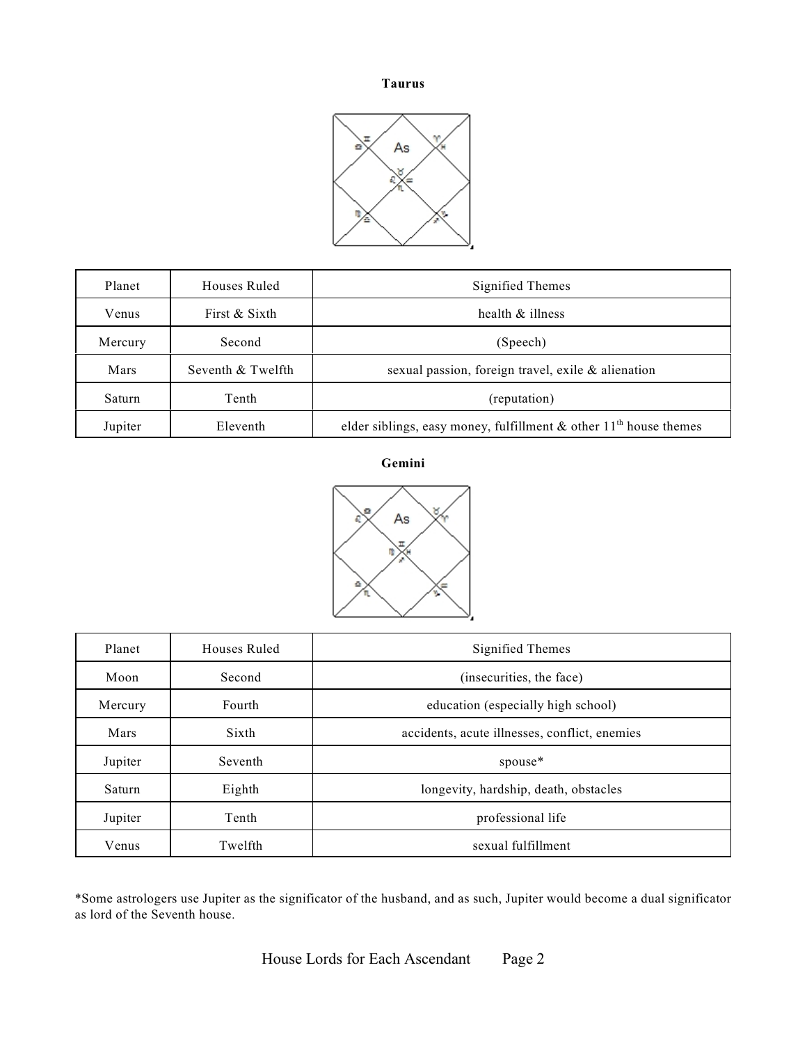**Taurus**

| Planet | Houses Ruled | Signified Themes |
|---|---|---|
| Venus | First & Sixth | health & illness |
| Mercury | Second | (Speech) |
| Mars | Seventh & Twelfth | sexual passion, foreign travel, exile & alienation |
| Saturn | Tenth | (reputation) |
| Jupiter | Eleventh | elder siblings, easy money, fulfillment & other 11th house themes |

**Gemini**

| Planet | Houses Ruled | Signified Themes |
|---|---|---|
| Moon | Second | (insecurities, the face) |
| Mercury | Fourth | education (especially high school) |
| Mars | Sixth | accidents, acute illnesses, conflict, enemies |
| Jupiter | Seventh | spouse* |
| Saturn | Eighth | longevity, hardship, death, obstacles |
| Jupiter | Tenth | professional life |
| Venus | Twelfth | sexual fulfillment |

*Some astrologers use Jupiter as the significator of the husband, and as such, Jupiter would become a dual significator as lord of the Seventh house.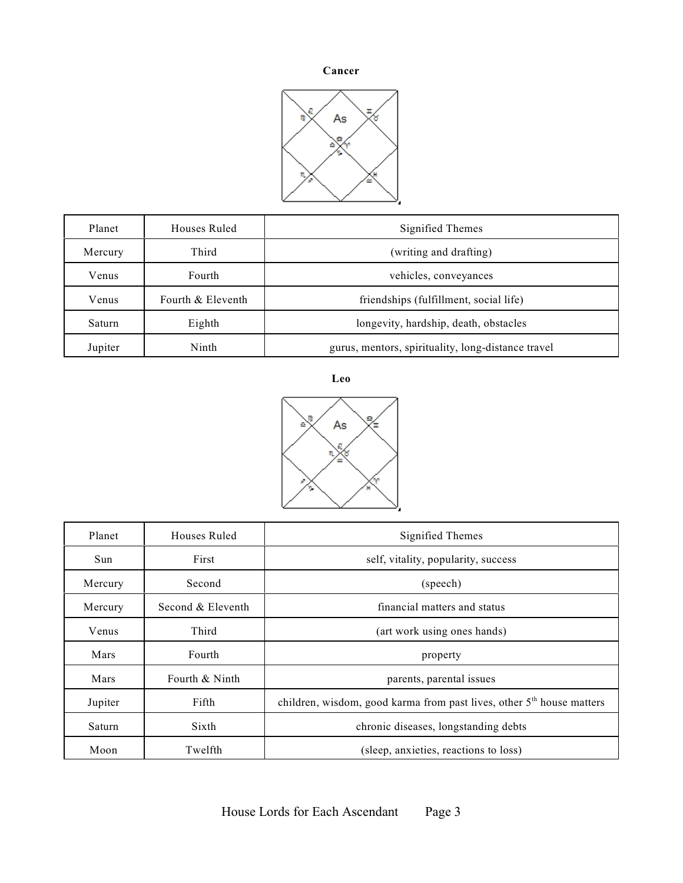## Cancer

| Planet | Houses Ruled | Signified Themes |
|---|---|---|
| Mercury | Third | (writing and drafting) |
| Venus | Fourth | vehicles, conveyances |
| Venus | Fourth & Eleventh | friendships (fulfillment, social life) |
| Saturn | Eighth | longevity, hardship, death, obstacles |
| Jupiter | Ninth | gurus, mentors, spirituality, long-distance travel |

## Leo

| Planet | Houses Ruled | Signified Themes |
|---|---|---|
| Sun | First | self, vitality, popularity, success |
| Mercury | Second | (speech) |
| Mercury | Second & Eleventh | financial matters and status |
| Venus | Third | (art work using ones hands) |
| Mars | Fourth | property |
| Mars | Fourth & Ninth | parents, parental issues |
| Jupiter | Fifth | children, wisdom, good karma from past lives, other 5th house matters |
| Saturn | Sixth | chronic diseases, longstanding debts |
| Moon | Twelfth | (sleep, anxieties, reactions to loss) |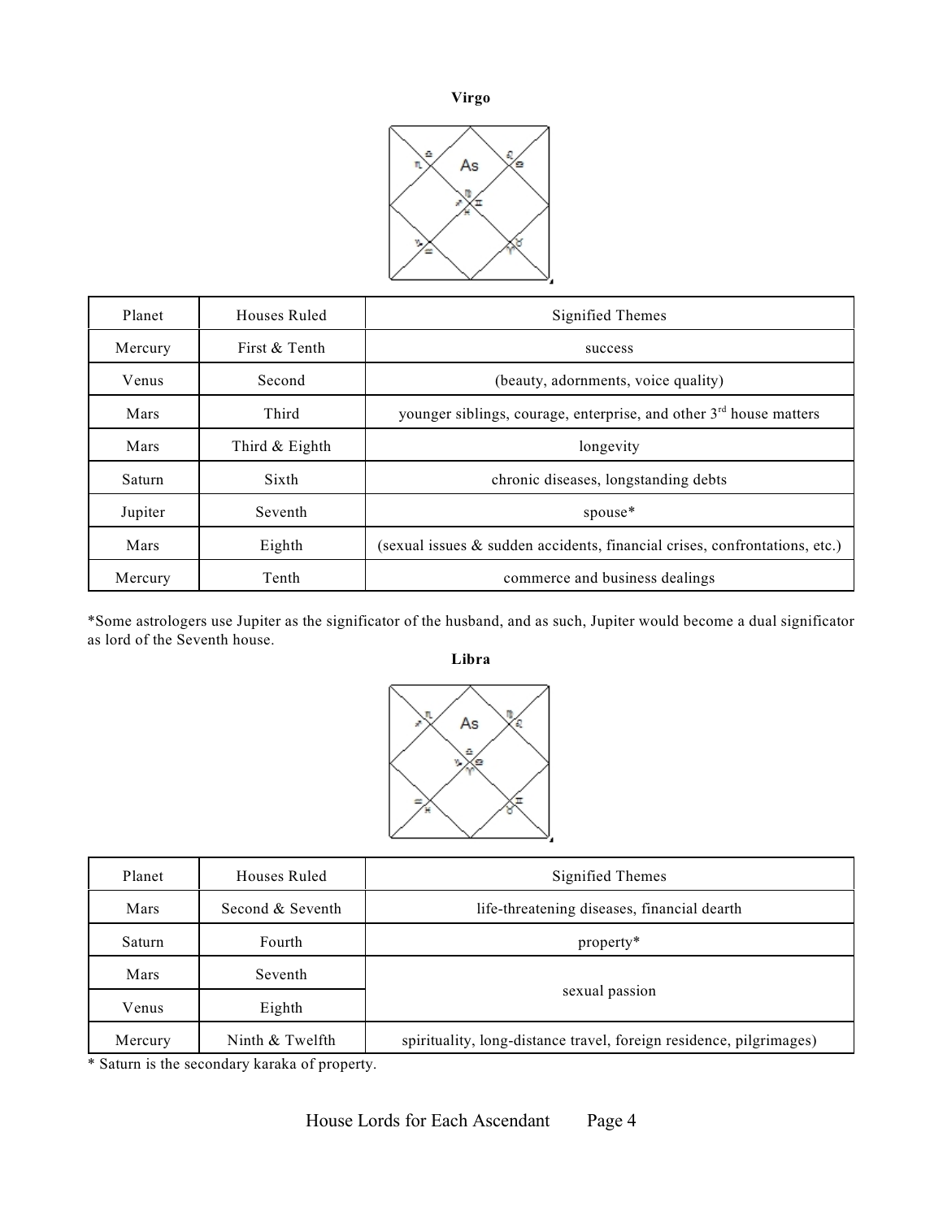**Virgo**

| Planet | Houses Ruled | Signified Themes |
|---|---|---|
| Mercury | First & Tenth | success |
| Venus | Second | (beauty, adornments, voice quality) |
| Mars | Third | younger siblings, courage, enterprise, and other 3rd house matters |
| Mars | Third & Eighth | longevity |
| Saturn | Sixth | chronic diseases, longstanding debts |
| Jupiter | Seventh | spouse* |
| Mars | Eighth | (sexual issues & sudden accidents, financial crises, confrontations, etc.) |
| Mercury | Tenth | commerce and business dealings |

*Some astrologers use Jupiter as the significator of the husband, and as such, Jupiter would become a dual significator as lord of the Seventh house.

**Libra**

| Planet | Houses Ruled | Signified Themes |
|---|---|---|
| Mars | Second & Seventh | life-threatening diseases, financial dearth |
| Saturn | Fourth | property* |
| Mars | Seventh | sexual passion |
| Venus | Eighth | |
| Mercury | Ninth & Twelfth | spirituality, long-distance travel, foreign residence, pilgrimages) |

* Saturn is the secondary karaka of property.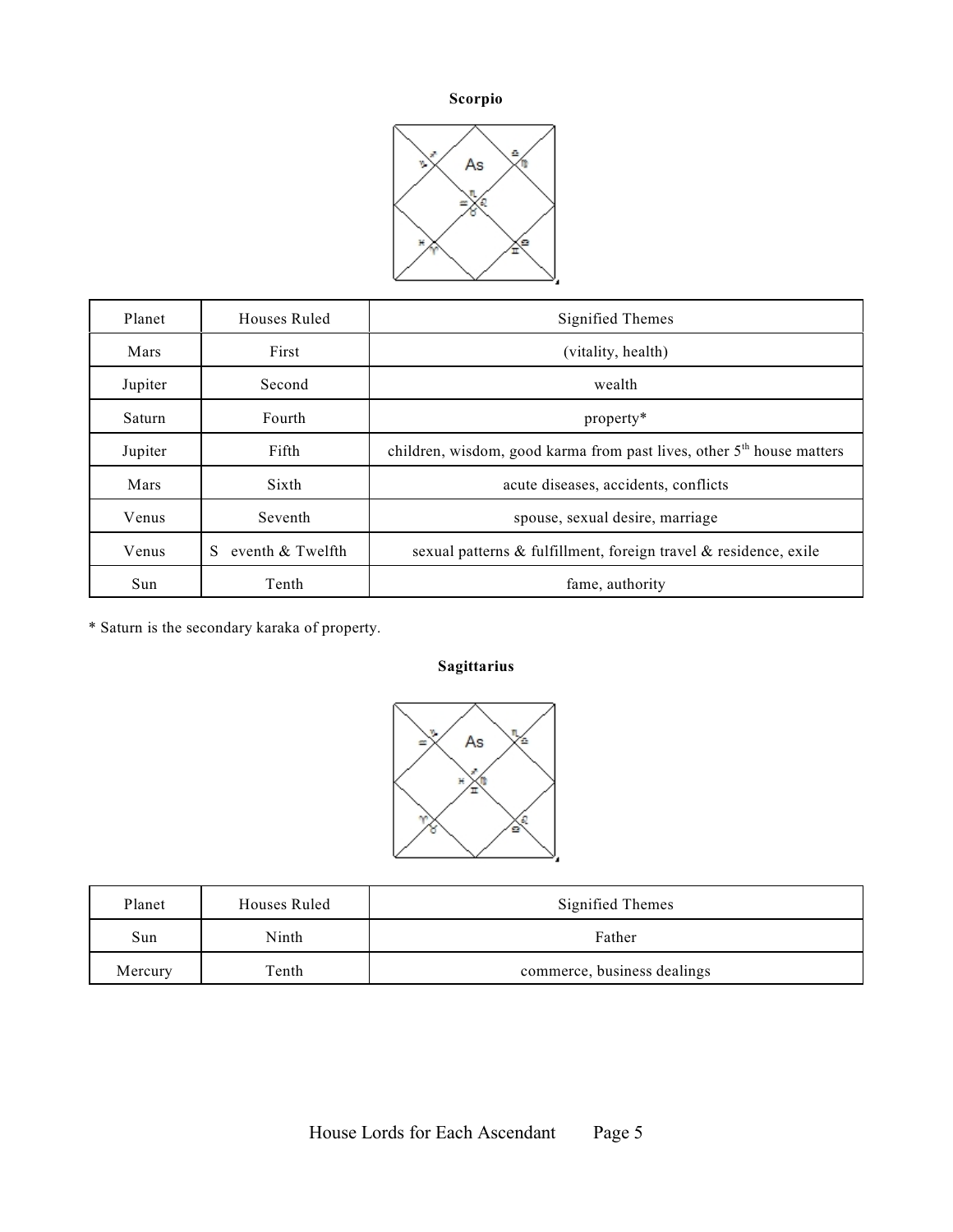**Scorpio**

| Planet | Houses Ruled | Signified Themes |
|---|---|---|
| Mars | First | (vitality, health) |
| Jupiter | Second | wealth |
| Saturn | Fourth | property* |
| Jupiter | Fifth | children, wisdom, good karma from past lives, other 5th house matters |
| Mars | Sixth | acute diseases, accidents, conflicts |
| Venus | Seventh | spouse, sexual desire, marriage |
| Venus | S eventh & Twelfth | sexual patterns & fulfillment, foreign travel & residence, exile |
| Sun | Tenth | fame, authority |

* Saturn is the secondary karaka of property.

**Sagittarius**

| Planet | Houses Ruled | Signified Themes |
|---|---|---|
| Sun | Ninth | Father |
| Mercury | Tenth | commerce, business dealings |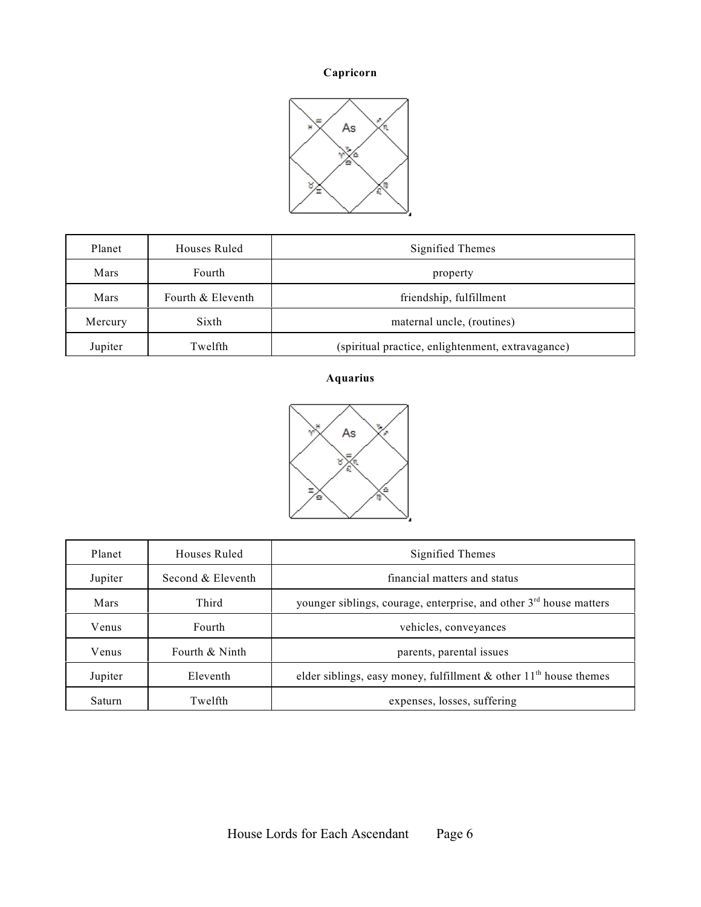## Capricorn

| Planet | Houses Ruled | Signified Themes |
|---|---|---|
| Mars | Fourth | property |
| Mars | Fourth & Eleventh | friendship, fulfillment |
| Mercury | Sixth | maternal uncle, (routines) |
| Jupiter | Twelfth | (spiritual practice, enlightenment, extravagance) |

## Aquarius

| Planet | Houses Ruled | Signified Themes |
|---|---|---|
| Jupiter | Second & Eleventh | financial matters and status |
| Mars | Third | younger siblings, courage, enterprise, and other 3rd house matters |
| Venus | Fourth | vehicles, conveyances |
| Venus | Fourth & Ninth | parents, parental issues |
| Jupiter | Eleventh | elder siblings, easy money, fulfillment & other 11th house themes |
| Saturn | Twelfth | expenses, losses, suffering |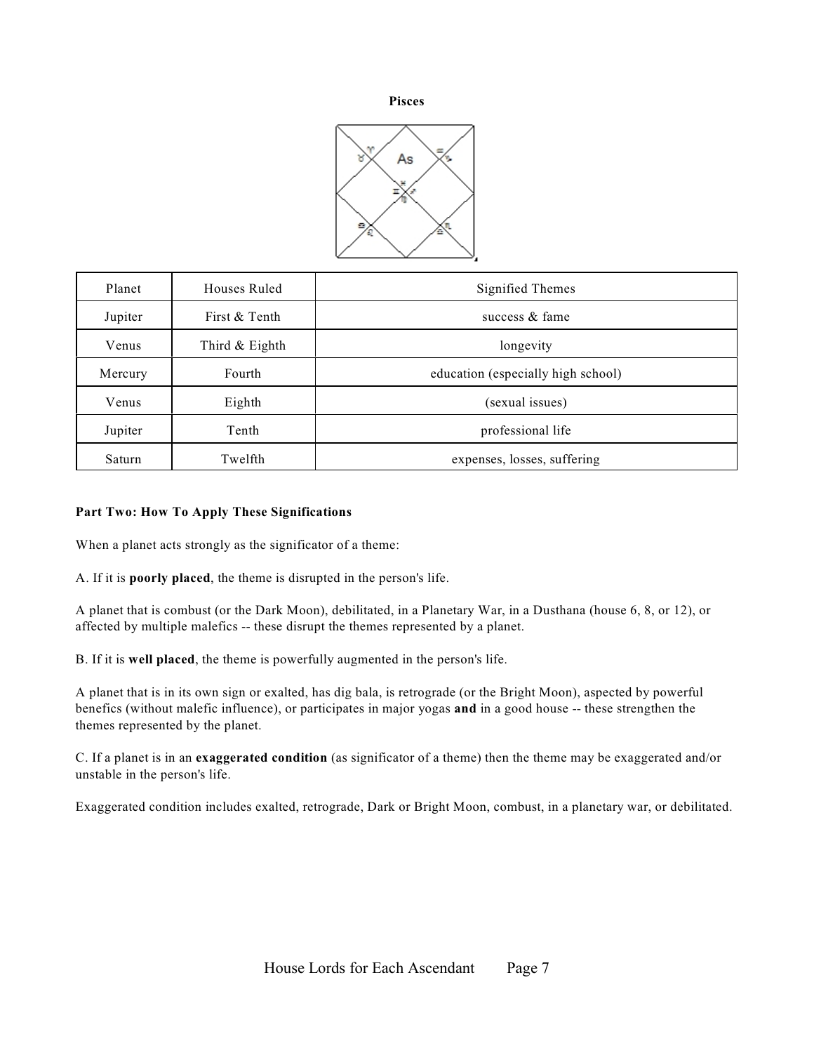**Pisces**

| Planet | Houses Ruled | Signified Themes |
|---|---|---|
| Jupiter | First & Tenth | success & fame |
| Venus | Third & Eighth | longevity |
| Mercury | Fourth | education (especially high school) |
| Venus | Eighth | (sexual issues) |
| Jupiter | Tenth | professional life |
| Saturn | Twelfth | expenses, losses, suffering |

**Part Two: How To Apply These Significations**

When a planet acts strongly as the significator of a theme:

A. If it is **poorly placed**, the theme is disrupted in the person's life.

A planet that is combust (or the Dark Moon), debilitated, in a Planetary War, in a Dusthana (house 6, 8, or 12), or affected by multiple malefics -- these disrupt the themes represented by a planet.

B. If it is **well placed**, the theme is powerfully augmented in the person's life.

A planet that is in its own sign or exalted, has dig bala, is retrograde (or the Bright Moon), aspected by powerful benefics (without malefic influence), or participates in major yogas **and** in a good house -- these strengthen the themes represented by the planet.

C. If a planet is in an **exaggerated condition** (as significator of a theme) then the theme may be exaggerated and/or unstable in the person's life.

Exaggerated condition includes exalted, retrograde, Dark or Bright Moon, combust, in a planetary war, or debilitated.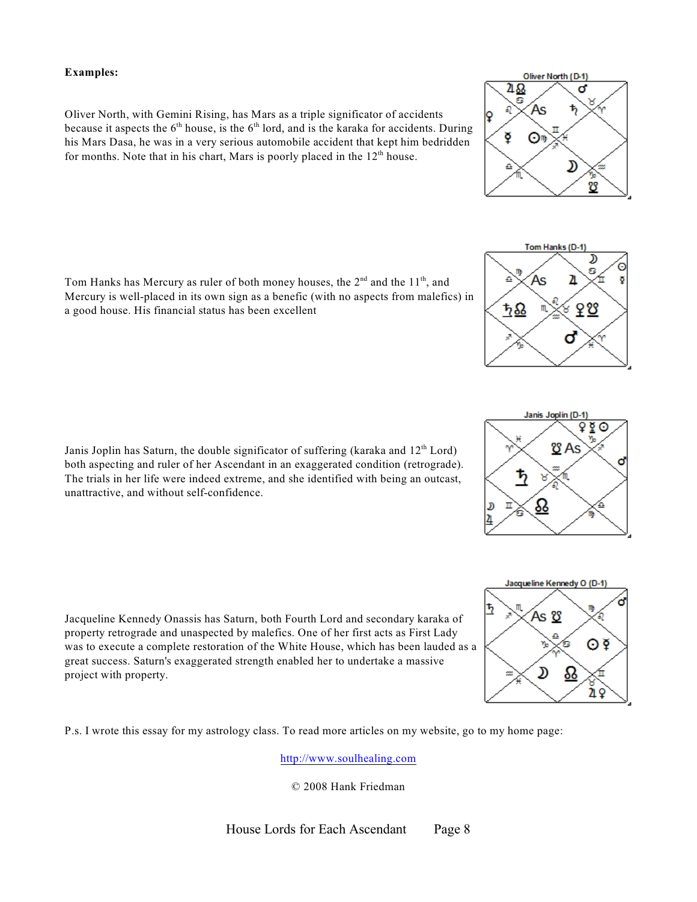**Examples:**

Oliver North, with Gemini Rising, has Mars as a triple significator of accidents because it aspects the 6th house, is the 6th lord, and is the karaka for accidents. During his Mars Dasa, he was in a very serious automobile accident that kept him bedridden for months. Note that in his chart, Mars is poorly placed in the 12th house.

Tom Hanks has Mercury as ruler of both money houses, the 2nd and the 11th, and Mercury is well-placed in its own sign as a benefic (with no aspects from malefics) in a good house. His financial status has been excellent

Janis Joplin has Saturn, the double significator of suffering (karaka and 12th Lord) both aspecting and ruler of her Ascendant in an exaggerated condition (retrograde). The trials in her life were indeed extreme, and she identified with being an outcast, unattractive, and without self-confidence.

Jacqueline Kennedy Onassis has Saturn, both Fourth Lord and secondary karaka of property retrograde and unaspected by malefics. One of her first acts as First Lady was to execute a complete restoration of the White House, which has been lauded as a great success. Saturn's exaggerated strength enabled her to undertake a massive project with property.

P.s. I wrote this essay for my astrology class. To read more articles on my website, go to my home page:

http://www.soulhealing.com

© 2008 Hank Friedman